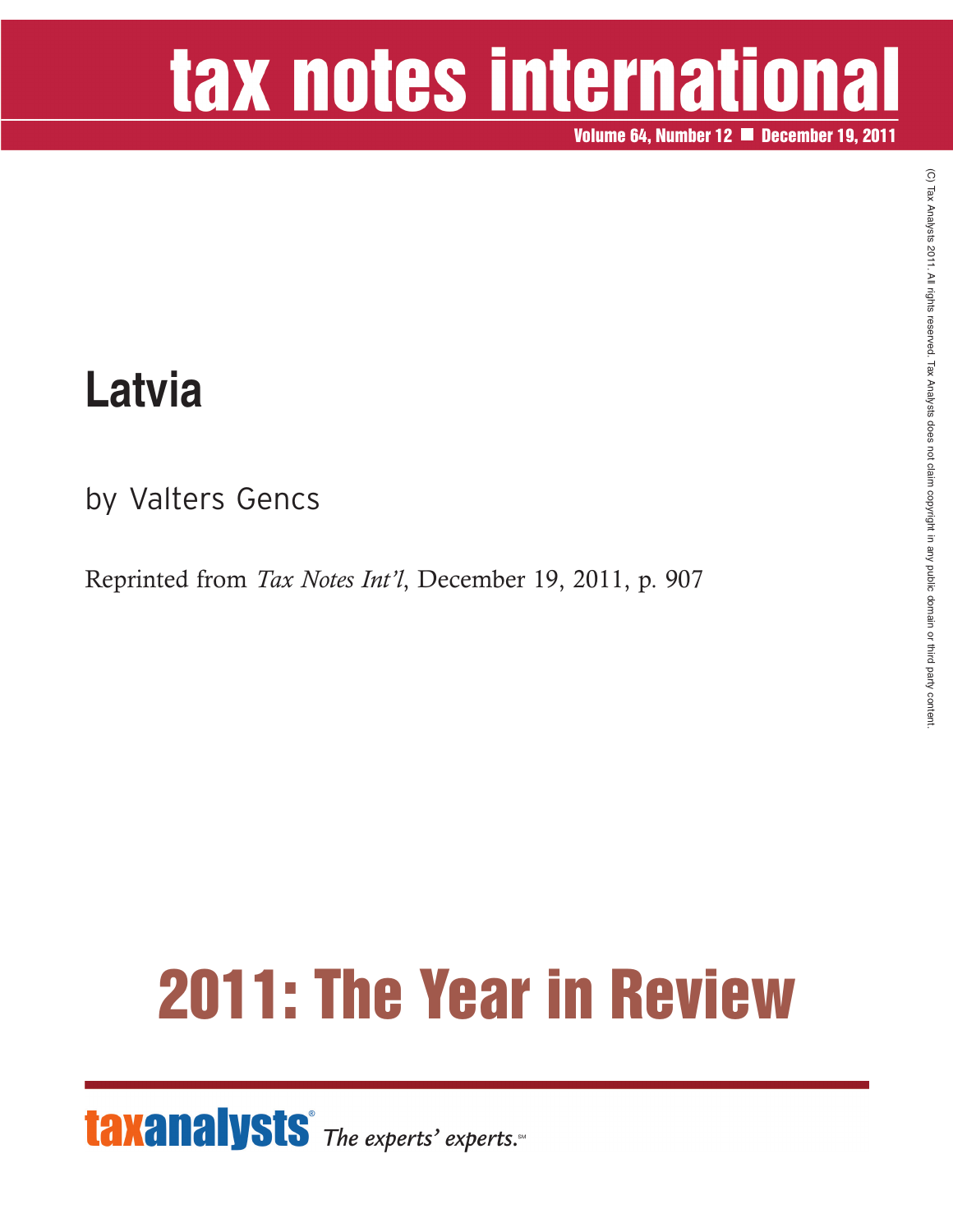# tax notes international

Volume 64, Number 12 ■ December 19, 2011

(C) Tax Analysts 2011. All rights reserved. Tax Analysts does not claim copyright in any public domain or third party content.

## Latvia

by Valters Gencs

Reprinted from *Tax Notes Int'l*, December 19, 2011, p. 907

# 2011: The Year in Review

taxanalysts® *The experts' experts.*℠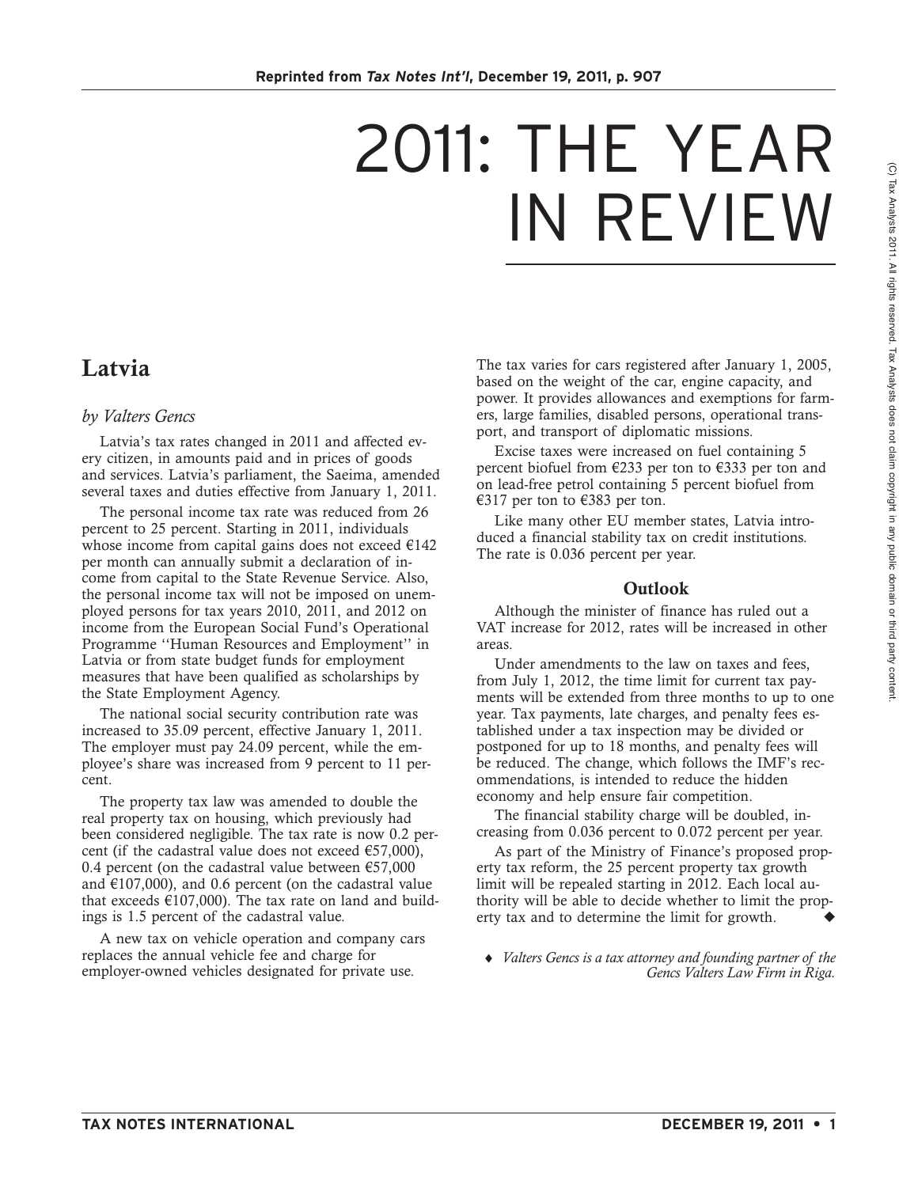# 2011: THE YEAR IN REVIEW

## Latvia

*by Valters Gencs*

Latvia's tax rates changed in 2011 and affected every citizen, in amounts paid and in prices of goods and services. Latvia's parliament, the Saeima, amended several taxes and duties effective from January 1, 2011.

The personal income tax rate was reduced from 26 percent to 25 percent. Starting in 2011, individuals whose income from capital gains does not exceed €142 per month can annually submit a declaration of income from capital to the State Revenue Service. Also, the personal income tax will not be imposed on unemployed persons for tax years 2010, 2011, and 2012 on income from the European Social Fund's Operational Programme ''Human Resources and Employment'' in Latvia or from state budget funds for employment measures that have been qualified as scholarships by the State Employment Agency.

The national social security contribution rate was increased to 35.09 percent, effective January 1, 2011. The employer must pay 24.09 percent, while the employee's share was increased from 9 percent to 11 percent.

The property tax law was amended to double the real property tax on housing, which previously had been considered negligible. The tax rate is now 0.2 percent (if the cadastral value does not exceed €57,000), 0.4 percent (on the cadastral value between €57,000 and €107,000), and 0.6 percent (on the cadastral value that exceeds €107,000). The tax rate on land and buildings is 1.5 percent of the cadastral value.

A new tax on vehicle operation and company cars replaces the annual vehicle fee and charge for employer-owned vehicles designated for private use. The tax varies for cars registered after January 1, 2005, based on the weight of the car, engine capacity, and power. It provides allowances and exemptions for farmers, large families, disabled persons, operational transport, and transport of diplomatic missions.

Excise taxes were increased on fuel containing 5 percent biofuel from €233 per ton to €333 per ton and on lead-free petrol containing 5 percent biofuel from €317 per ton to €383 per ton.

Like many other EU member states, Latvia introduced a financial stability tax on credit institutions. The rate is 0.036 percent per year.

### Outlook

Although the minister of finance has ruled out a VAT increase for 2012, rates will be increased in other areas.

Under amendments to the law on taxes and fees, from July 1, 2012, the time limit for current tax payments will be extended from three months to up to one year. Tax payments, late charges, and penalty fees established under a tax inspection may be divided or postponed for up to 18 months, and penalty fees will be reduced. The change, which follows the IMF's recommendations, is intended to reduce the hidden economy and help ensure fair competition.

The financial stability charge will be doubled, increasing from 0.036 percent to 0.072 percent per year.

As part of the Ministry of Finance's proposed property tax reform, the 25 percent property tax growth limit will be repealed starting in 2012. Each local authority will be able to decide whether to limit the property tax and to determine the limit for growth. ◆

♦ *Valters Gencs is a tax attorney and founding partner of the Gencs Valters Law Firm in Riga.*